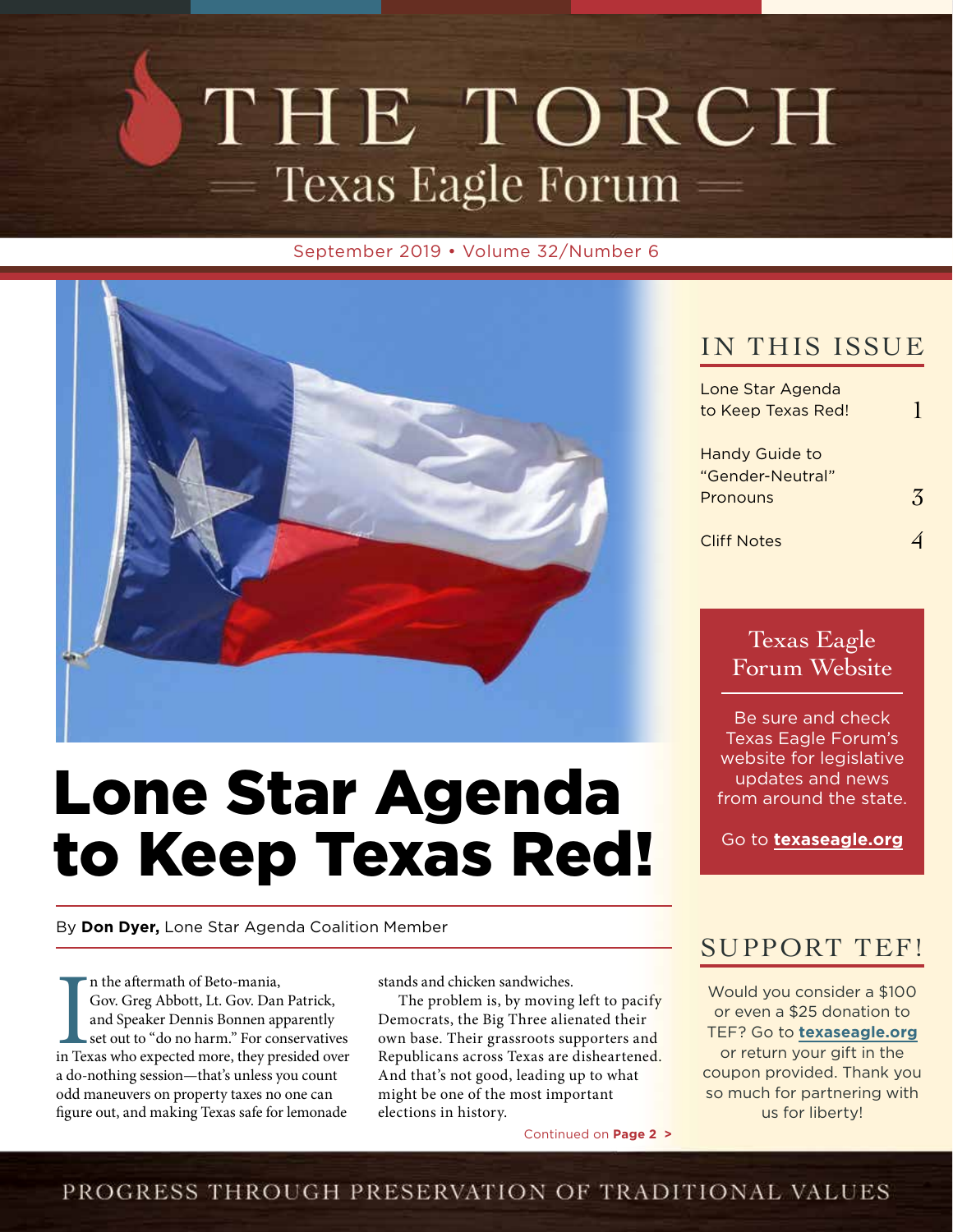# THE TORCH

## Texas Eagle Forum

September 2019 • Volume 32/Number 6

## IN THIS ISSUE

Lone Star Agenda to Keep Texas Red! 1

Handy Guide to "Gender-Neutral" Pronouns 3

Cliff Notes 4

# Lone Star Agenda to Keep Texas Red!

By **Don Dyer,** Lone Star Agenda Coalition Member

In the aftermath of Beto-mania, Gov. Greg Abbott, Lt. Gov. Dan Patrick, and Speaker Dennis Bonnen apparently set out to "do no harm." For conservatives in Texas who expected more, they presided over a do-nothing session—that's unless you count odd maneuvers on property taxes no one can figure out, and making Texas safe for lemonade stands and chicken sandwiches.

The problem is, by moving left to pacify Democrats, the Big Three alienated their own base. Their grassroots supporters and Republicans across Texas are disheartened. And that's not good, leading up to what might be one of the most important elections in history.

Continued on **Page 2 >**

### Texas Eagle Forum Website

Be sure and check Texas Eagle Forum's website for legislative updates and news from around the state.

Go to **texaseagle.org**

## SUPPORT TEF!

Would you consider a $100 or even a $25 donation to TEF? Go to **texaseagle.org** or return your gift in the coupon provided. Thank you so much for partnering with us for liberty!

PROGRESS THROUGH PRESERVATION OF TRADITIONAL VALUES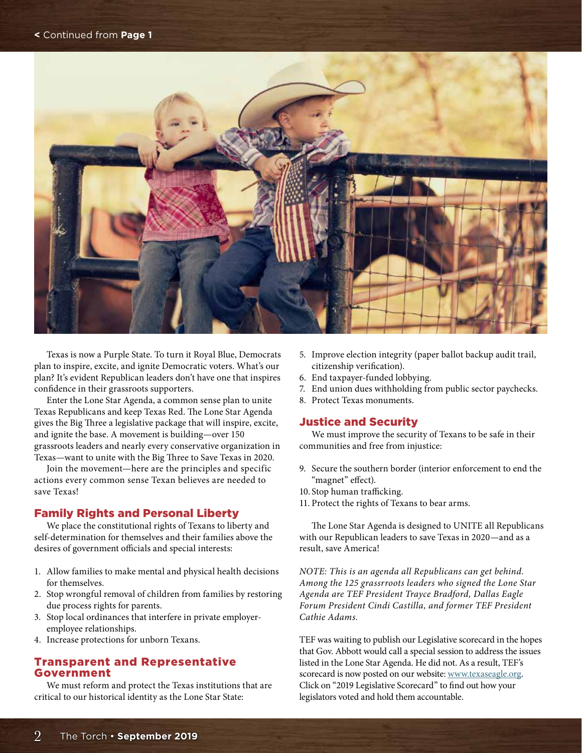< Continued from **Page 1**

Texas is now a Purple State. To turn it Royal Blue, Democrats plan to inspire, excite, and ignite Democratic voters. What's our plan? It's evident Republican leaders don't have one that inspires confidence in their grassroots supporters.

Enter the Lone Star Agenda, a common sense plan to unite Texas Republicans and keep Texas Red. The Lone Star Agenda gives the Big Three a legislative package that will inspire, excite, and ignite the base. A movement is building—over 150 grassroots leaders and nearly every conservative organization in Texas—want to unite with the Big Three to Save Texas in 2020.

Join the movement—here are the principles and specific actions every common sense Texan believes are needed to save Texas!

## Family Rights and Personal Liberty

We place the constitutional rights of Texans to liberty and self-determination for themselves and their families above the desires of government officials and special interests:

1. Allow families to make mental and physical health decisions for themselves.
2. Stop wrongful removal of children from families by restoring due process rights for parents.
3. Stop local ordinances that interfere in private employer-employee relationships.
4. Increase protections for unborn Texans.

## Transparent and Representative Government

We must reform and protect the Texas institutions that are critical to our historical identity as the Lone Star State:

5. Improve election integrity (paper ballot backup audit trail, citizenship verification).
6. End taxpayer-funded lobbying.
7. End union dues withholding from public sector paychecks.
8. Protect Texas monuments.

## Justice and Security

We must improve the security of Texans to be safe in their communities and free from injustice:

9. Secure the southern border (interior enforcement to end the "magnet" effect).
10. Stop human trafficking.
11. Protect the rights of Texans to bear arms.

The Lone Star Agenda is designed to UNITE all Republicans with our Republican leaders to save Texas in 2020—and as a result, save America!

*NOTE: This is an agenda all Republicans can get behind. Among the 125 grassrroots leaders who signed the Lone Star Agenda are TEF President Trayce Bradford, Dallas Eagle Forum President Cindi Castilla, and former TEF President Cathie Adams.*

TEF was waiting to publish our Legislative scorecard in the hopes that Gov. Abbott would call a special session to address the issues listed in the Lone Star Agenda. He did not. As a result, TEF's scorecard is now posted on our website: www.texaseagle.org. Click on "2019 Legislative Scorecard" to find out how your legislators voted and hold them accountable.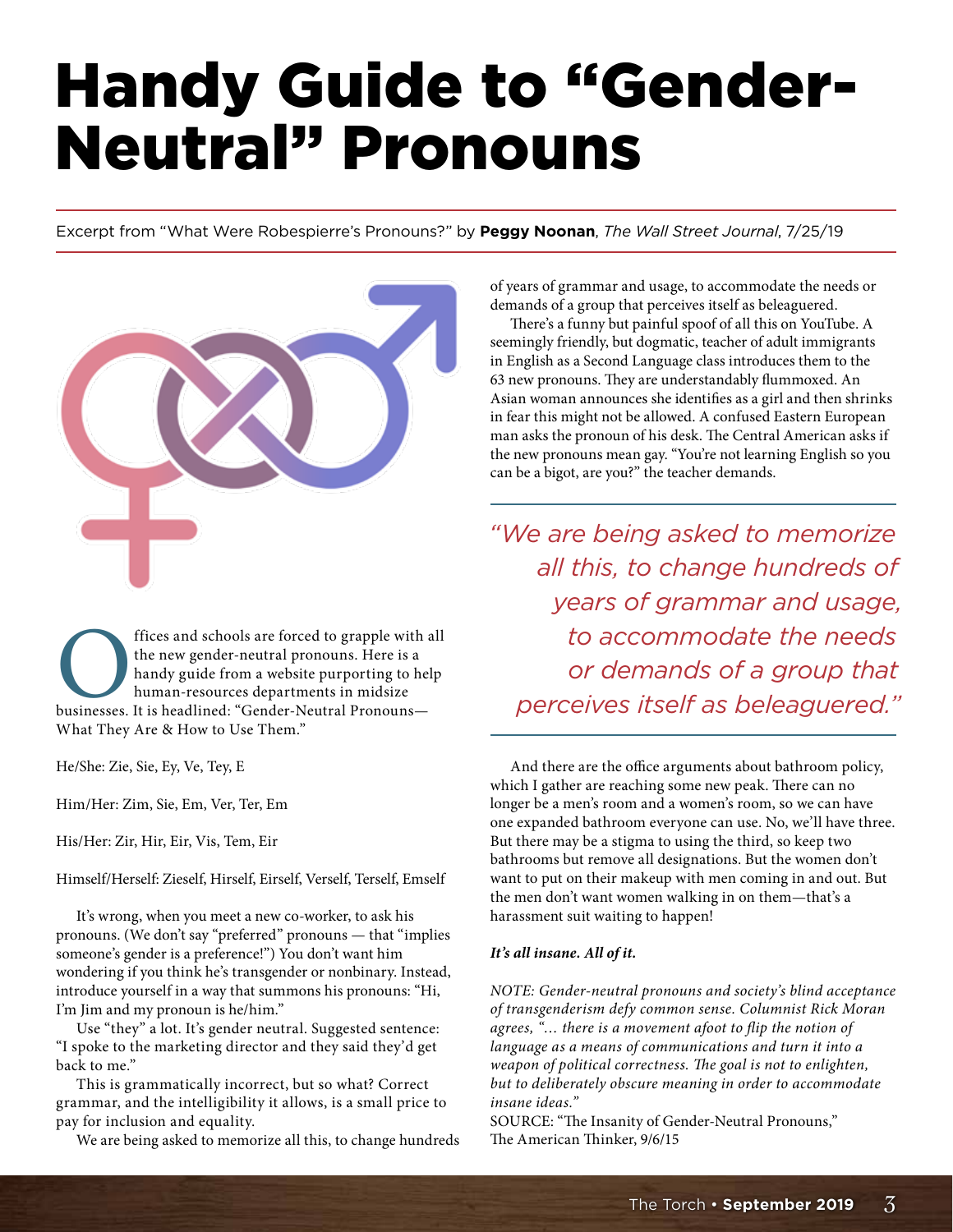# Handy Guide to "Gender-Neutral" Pronouns

Excerpt from "What Were Robespierre's Pronouns?" by **Peggy Noonan**, *The Wall Street Journal*, 7/25/19

Offices and schools are forced to grapple with all the new gender-neutral pronouns. Here is a handy guide from a website purporting to help human-resources departments in midsize businesses. It is headlined: "Gender-Neutral Pronouns—What They Are & How to Use Them."

He/She: Zie, Sie, Ey, Ve, Tey, E

Him/Her: Zim, Sie, Em, Ver, Ter, Em

His/Her: Zir, Hir, Eir, Vis, Tem, Eir

Himself/Herself: Zieself, Hirself, Eirself, Verself, Terself, Emself

It's wrong, when you meet a new co-worker, to ask his pronouns. (We don't say "preferred" pronouns — that "implies someone's gender is a preference!") You don't want him wondering if you think he's transgender or nonbinary. Instead, introduce yourself in a way that summons his pronouns: "Hi, I'm Jim and my pronoun is he/him."

Use "they" a lot. It's gender neutral. Suggested sentence: "I spoke to the marketing director and they said they'd get back to me."

This is grammatically incorrect, but so what? Correct grammar, and the intelligibility it allows, is a small price to pay for inclusion and equality.

We are being asked to memorize all this, to change hundreds of years of grammar and usage, to accommodate the needs or demands of a group that perceives itself as beleaguered.

There's a funny but painful spoof of all this on YouTube. A seemingly friendly, but dogmatic, teacher of adult immigrants in English as a Second Language class introduces them to the 63 new pronouns. They are understandably flummoxed. An Asian woman announces she identifies as a girl and then shrinks in fear this might not be allowed. A confused Eastern European man asks the pronoun of his desk. The Central American asks if the new pronouns mean gay. "You're not learning English so you can be a bigot, are you?" the teacher demands.

> *"We are being asked to memorize all this, to change hundreds of years of grammar and usage, to accommodate the needs or demands of a group that perceives itself as beleaguered."*

And there are the office arguments about bathroom policy, which I gather are reaching some new peak. There can no longer be a men's room and a women's room, so we can have one expanded bathroom everyone can use. No, we'll have three. But there may be a stigma to using the third, so keep two bathrooms but remove all designations. But the women don't want to put on their makeup with men coming in and out. But the men don't want women walking in on them—that's a harassment suit waiting to happen!

***It's all insane. All of it.***

*NOTE: Gender-neutral pronouns and society's blind acceptance of transgenderism defy common sense. Columnist Rick Moran agrees, "... there is a movement afoot to flip the notion of language as a means of communications and turn it into a weapon of political correctness. The goal is not to enlighten, but to deliberately obscure meaning in order to accommodate insane ideas."*
SOURCE: "The Insanity of Gender-Neutral Pronouns," The American Thinker, 9/6/15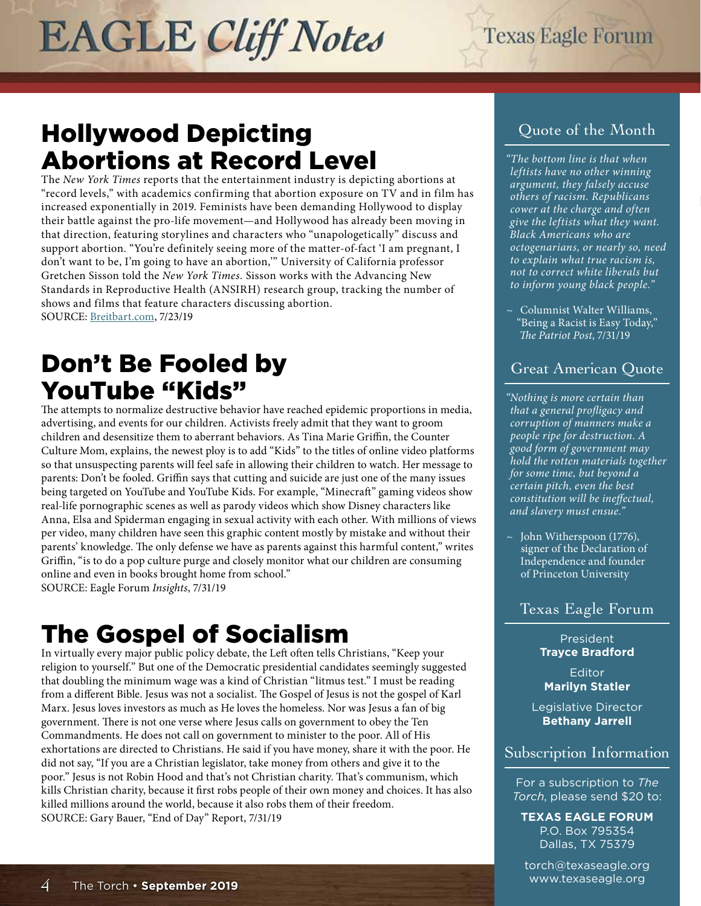# EAGLE *Cliff Notes*

Texas Eagle Forum

## Hollywood Depicting Abortions at Record Level

The *New York Times* reports that the entertainment industry is depicting abortions at "record levels," with academics confirming that abortion exposure on TV and in film has increased exponentially in 2019. Feminists have been demanding Hollywood to display their battle against the pro-life movement—and Hollywood has already been moving in that direction, featuring storylines and characters who "unapologetically" discuss and support abortion. "You're definitely seeing more of the matter-of-fact 'I am pregnant, I don't want to be, I'm going to have an abortion,'" University of California professor Gretchen Sisson told the *New York Times.* Sisson works with the Advancing New Standards in Reproductive Health (ANSIRH) research group, tracking the number of shows and films that feature characters discussing abortion.
SOURCE: Breitbart.com, 7/23/19

## Don't Be Fooled by YouTube "Kids"

The attempts to normalize destructive behavior have reached epidemic proportions in media, advertising, and events for our children. Activists freely admit that they want to groom children and desensitize them to aberrant behaviors. As Tina Marie Griffin, the Counter Culture Mom, explains, the newest ploy is to add "Kids" to the titles of online video platforms so that unsuspecting parents will feel safe in allowing their children to watch. Her message to parents: Don't be fooled. Griffin says that cutting and suicide are just one of the many issues being targeted on YouTube and YouTube Kids. For example, "Minecraft" gaming videos show real-life pornographic scenes as well as parody videos which show Disney characters like Anna, Elsa and Spiderman engaging in sexual activity with each other. With millions of views per video, many children have seen this graphic content mostly by mistake and without their parents' knowledge. The only defense we have as parents against this harmful content," writes Griffin, "is to do a pop culture purge and closely monitor what our children are consuming online and even in books brought home from school."
SOURCE: Eagle Forum *Insights*, 7/31/19

## The Gospel of Socialism

In virtually every major public policy debate, the Left often tells Christians, "Keep your religion to yourself." But one of the Democratic presidential candidates seemingly suggested that doubling the minimum wage was a kind of Christian "litmus test." I must be reading from a different Bible. Jesus was not a socialist. The Gospel of Jesus is not the gospel of Karl Marx. Jesus loves investors as much as He loves the homeless. Nor was Jesus a fan of big government. There is not one verse where Jesus calls on government to obey the Ten Commandments. He does not call on government to minister to the poor. All of His exhortations are directed to Christians. He said if you have money, share it with the poor. He did not say, "If you are a Christian legislator, take money from others and give it to the poor." Jesus is not Robin Hood and that's not Christian charity. That's communism, which kills Christian charity, because it first robs people of their own money and choices. It has also killed millions around the world, because it also robs them of their freedom.
SOURCE: Gary Bauer, "End of Day" Report, 7/31/19

### Quote of the Month

*"The bottom line is that when leftists have no other winning argument, they falsely accuse others of racism. Republicans cower at the charge and often give the leftists what they want. Black Americans who are octogenarians, or nearly so, need to explain what true racism is, not to correct white liberals but to inform young black people."*

~ Columnist Walter Williams, "Being a Racist is Easy Today," *The Patriot Post*, 7/31/19

### Great American Quote

*"Nothing is more certain than that a general profligacy and corruption of manners make a people ripe for destruction. A good form of government may hold the rotten materials together for some time, but beyond a certain pitch, even the best constitution will be ineffectual, and slavery must ensue."*

~ John Witherspoon (1776), signer of the Declaration of Independence and founder of Princeton University

### Texas Eagle Forum

President
**Trayce Bradford**

Editor
**Marilyn Statler**

Legislative Director
**Bethany Jarrell**

### Subscription Information

For a subscription to *The Torch*, please send $20 to:

**TEXAS EAGLE FORUM**
P.O. Box 795354
Dallas, TX 75379

torch@texaseagle.org
www.texaseagle.org